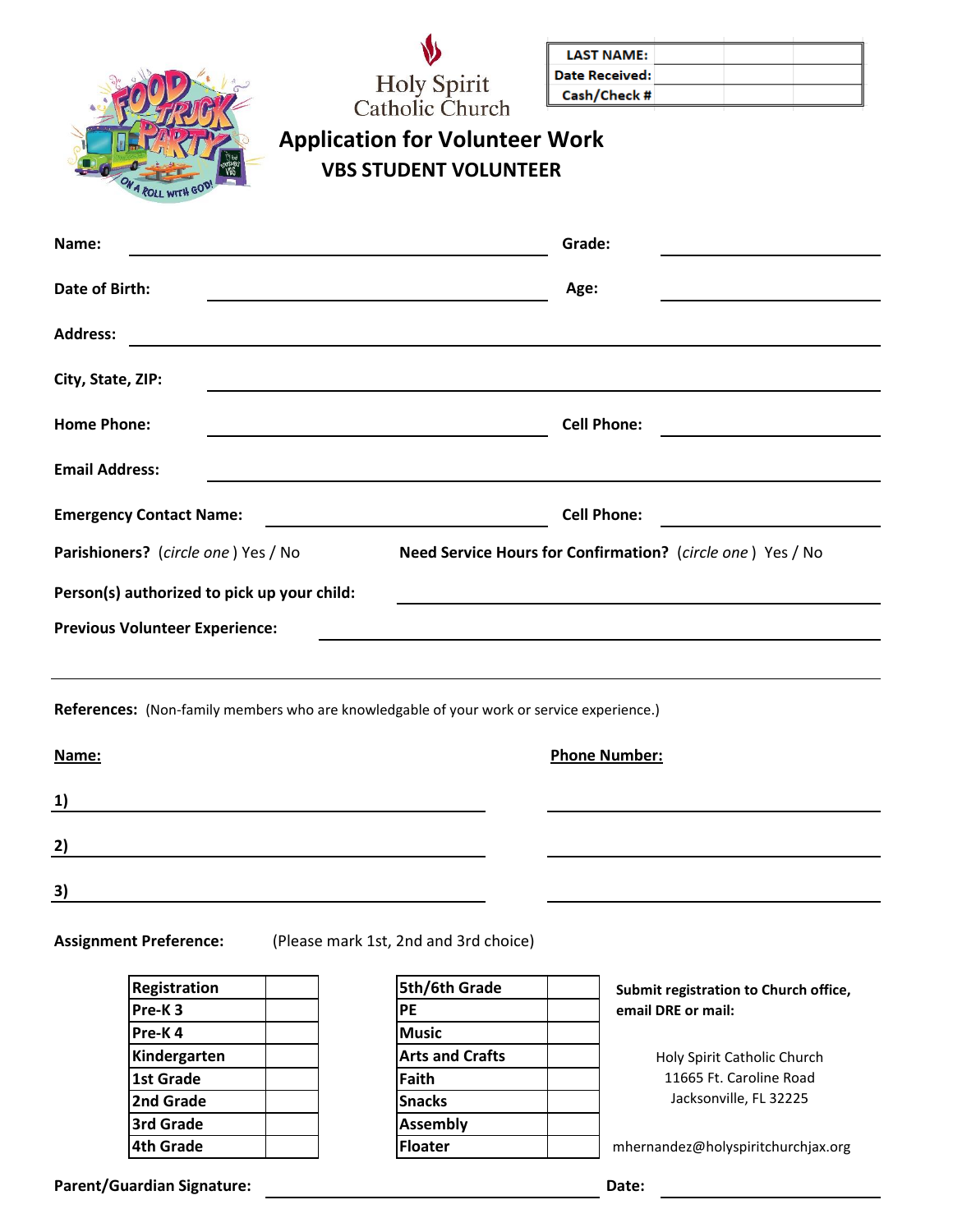| LAST NAME: | | | |
|---|---|---|---|
| Date Received: | | | |
| Cash/Check # | | | |

Holy Spirit Catholic Church

# Application for Volunteer Work

## VBS STUDENT VOLUNTEER

**Name:** ______________________________ **Grade:** ______________

**Date of Birth:** ______________________________ **Age:** ______________

**Address:** ____________________________________________________________

**City, State, ZIP:** ____________________________________________________

**Home Phone:** ______________________________ **Cell Phone:** ______________

**Email Address:** ______________________________________________________

**Emergency Contact Name:** ______________________________ **Cell Phone:** ______________

**Parishioners?** (*circle one* ) Yes / No **Need Service Hours for Confirmation?** (*circle one* ) Yes / No

**Person(s) authorized to pick up your child:** ______________________________

**Previous Volunteer Experience:** ______________________________

______________________________________________________________________

**References:** (Non-family members who are knowledgable of your work or service experience.)

| **Name:** | **Phone Number:** |
|---|---|
| 1) | |
| 2) | |
| 3) | |

**Assignment Preference:** (Please mark 1st, 2nd and 3rd choice)

| | | | |
|---|---|---|---|
| Registration | | 5th/6th Grade | |
| Pre-K 3 | | PE | |
| Pre-K 4 | | Music | |
| Kindergarten | | Arts and Crafts | |
| 1st Grade | | Faith | |
| 2nd Grade | | Snacks | |
| 3rd Grade | | Assembly | |
| 4th Grade | | Floater | |

**Submit registration to Church office, email DRE or mail:**

Holy Spirit Catholic Church
11665 Ft. Caroline Road
Jacksonville, FL 32225

mhernandez@holyspiritchurchjax.org

**Parent/Guardian Signature:** ______________________________ **Date:** ______________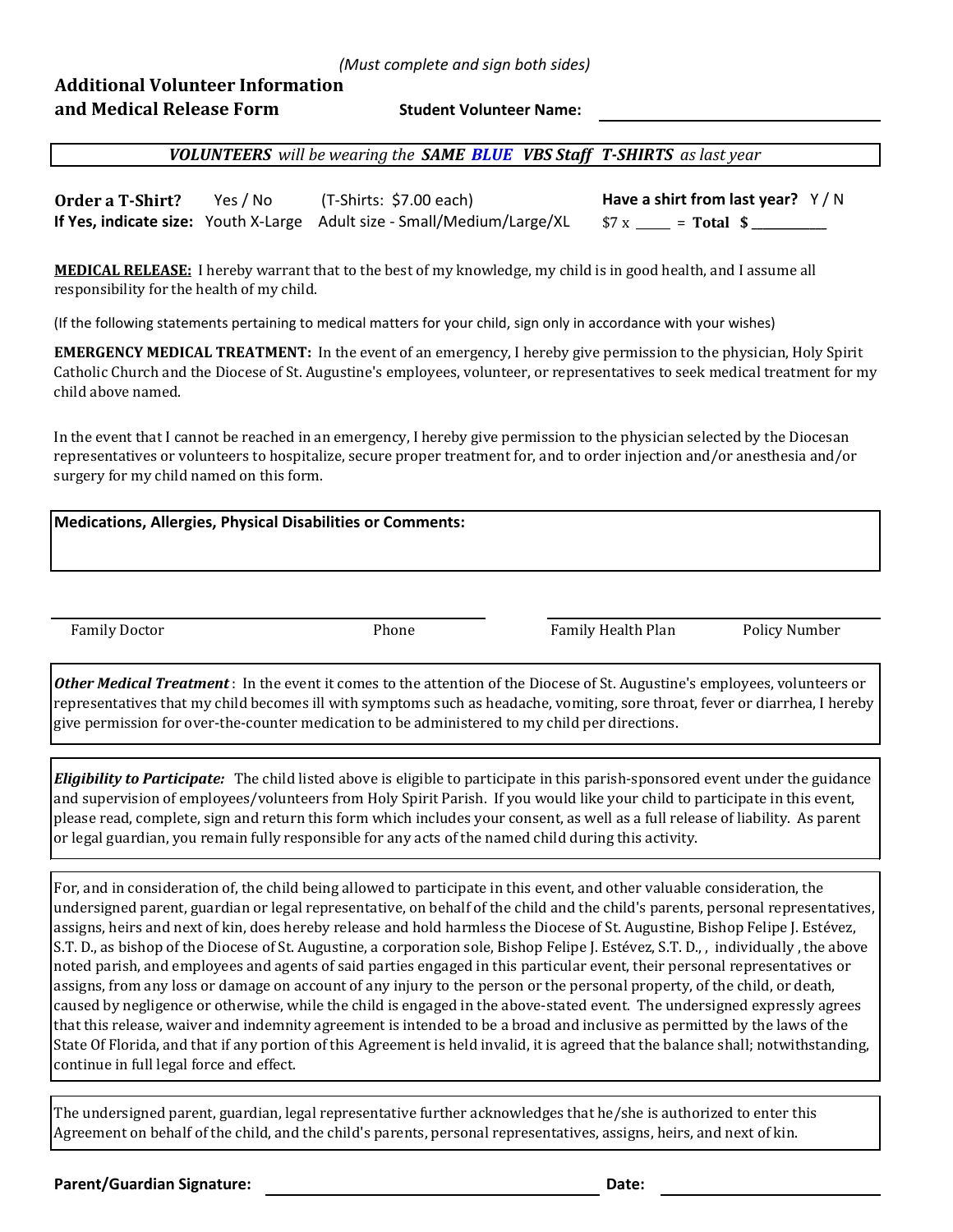*(Must complete and sign both sides)*

## Additional Volunteer Information and Medical Release Form

**Student Volunteer Name:** ______________________________

***VOLUNTEERS** will be wearing the **SAME BLUE VBS Staff T-SHIRTS** as last year*

**Order a T-Shirt?** Yes / No (T-Shirts: $7.00 each) **Have a shirt from last year?** Y / N

**If Yes, indicate size:** Youth X-Large Adult size - Small/Medium/Large/XL $7 x _____ = **Total $** __________

**<u>MEDICAL RELEASE:</u>** I hereby warrant that to the best of my knowledge, my child is in good health, and I assume all responsibility for the health of my child.

(If the following statements pertaining to medical matters for your child, sign only in accordance with your wishes)

**EMERGENCY MEDICAL TREATMENT:** In the event of an emergency, I hereby give permission to the physician, Holy Spirit Catholic Church and the Diocese of St. Augustine's employees, volunteer, or representatives to seek medical treatment for my child above named.

In the event that I cannot be reached in an emergency, I hereby give permission to the physician selected by the Diocesan representatives or volunteers to hospitalize, secure proper treatment for, and to order injection and/or anesthesia and/or surgery for my child named on this form.

**Medications, Allergies, Physical Disabilities or Comments:**

______________________________ ______________________________

Family Doctor Phone Family Health Plan Policy Number

***Other Medical Treatment***: In the event it comes to the attention of the Diocese of St. Augustine's employees, volunteers or representatives that my child becomes ill with symptoms such as headache, vomiting, sore throat, fever or diarrhea, I hereby give permission for over-the-counter medication to be administered to my child per directions.

***Eligibility to Participate:*** The child listed above is eligible to participate in this parish-sponsored event under the guidance and supervision of employees/volunteers from Holy Spirit Parish. If you would like your child to participate in this event, please read, complete, sign and return this form which includes your consent, as well as a full release of liability. As parent or legal guardian, you remain fully responsible for any acts of the named child during this activity.

For, and in consideration of, the child being allowed to participate in this event, and other valuable consideration, the undersigned parent, guardian or legal representative, on behalf of the child and the child's parents, personal representatives, assigns, heirs and next of kin, does hereby release and hold harmless the Diocese of St. Augustine, Bishop Felipe J. Estévez, S.T. D., as bishop of the Diocese of St. Augustine, a corporation sole, Bishop Felipe J. Estévez, S.T. D., , individually , the above noted parish, and employees and agents of said parties engaged in this particular event, their personal representatives or assigns, from any loss or damage on account of any injury to the person or the personal property, of the child, or death, caused by negligence or otherwise, while the child is engaged in the above-stated event. The undersigned expressly agrees that this release, waiver and indemnity agreement is intended to be a broad and inclusive as permitted by the laws of the State Of Florida, and that if any portion of this Agreement is held invalid, it is agreed that the balance shall; notwithstanding, continue in full legal force and effect.

The undersigned parent, guardian, legal representative further acknowledges that he/she is authorized to enter this Agreement on behalf of the child, and the child's parents, personal representatives, assigns, heirs, and next of kin.

**Parent/Guardian Signature:** ______________________________ **Date:** ________________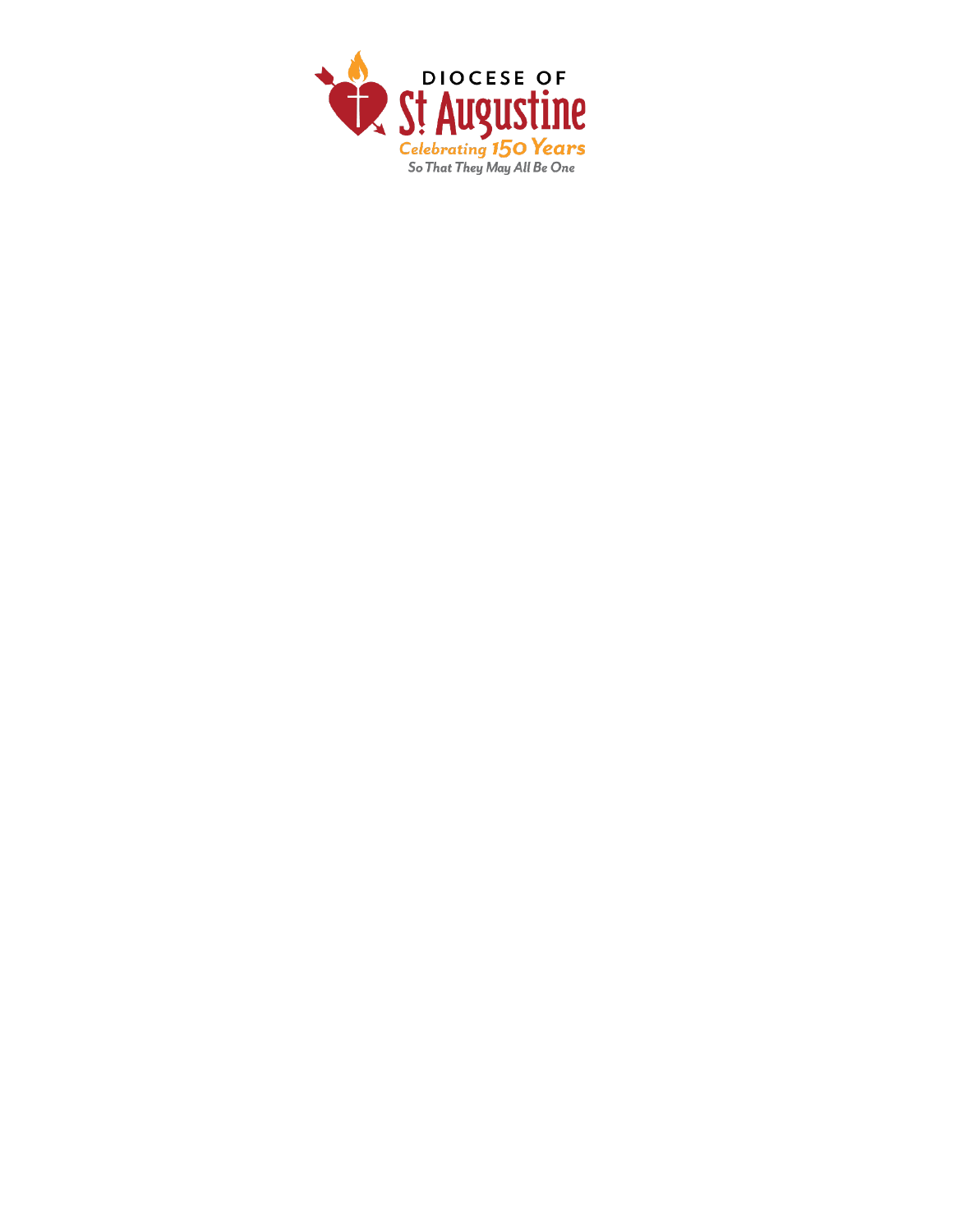DIOCESE OF

St Augustine

Celebrating 150 Years

So That They May All Be One